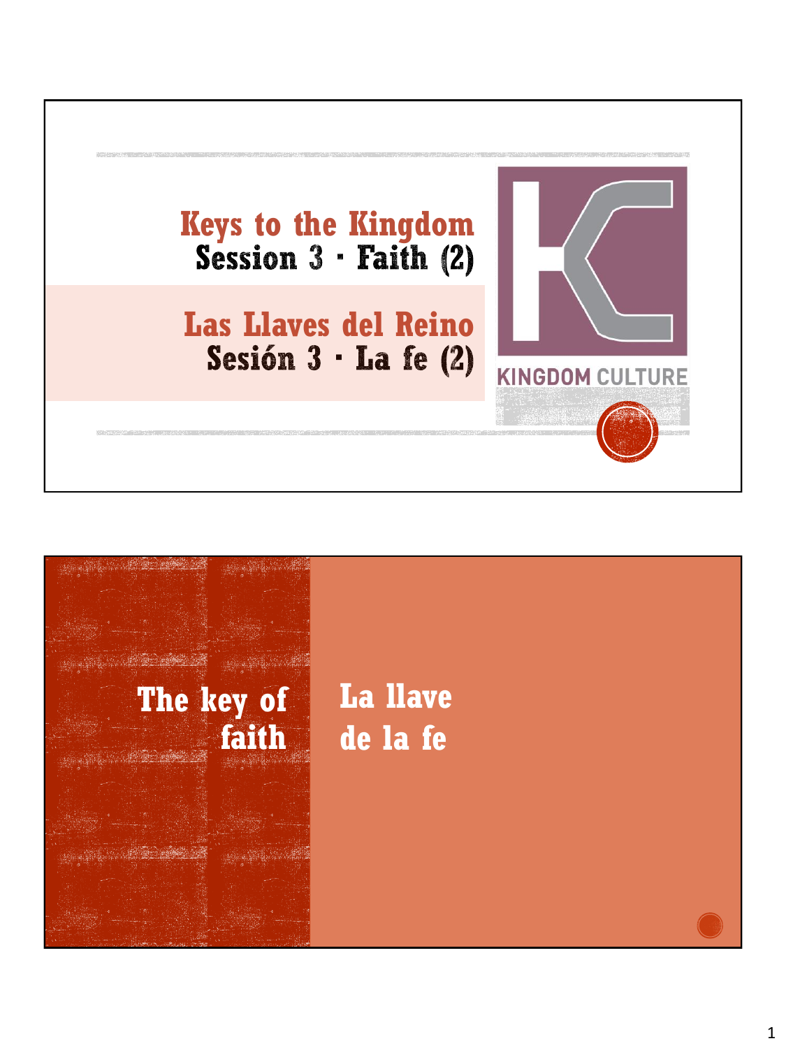# Keys to the Kingdom

## Session 3 · Faith (2)

# Las Llaves del Reino

## Sesión 3 · La fe (2)

KINGDOM CULTURE

---

## The key of faith

## La llave de la fe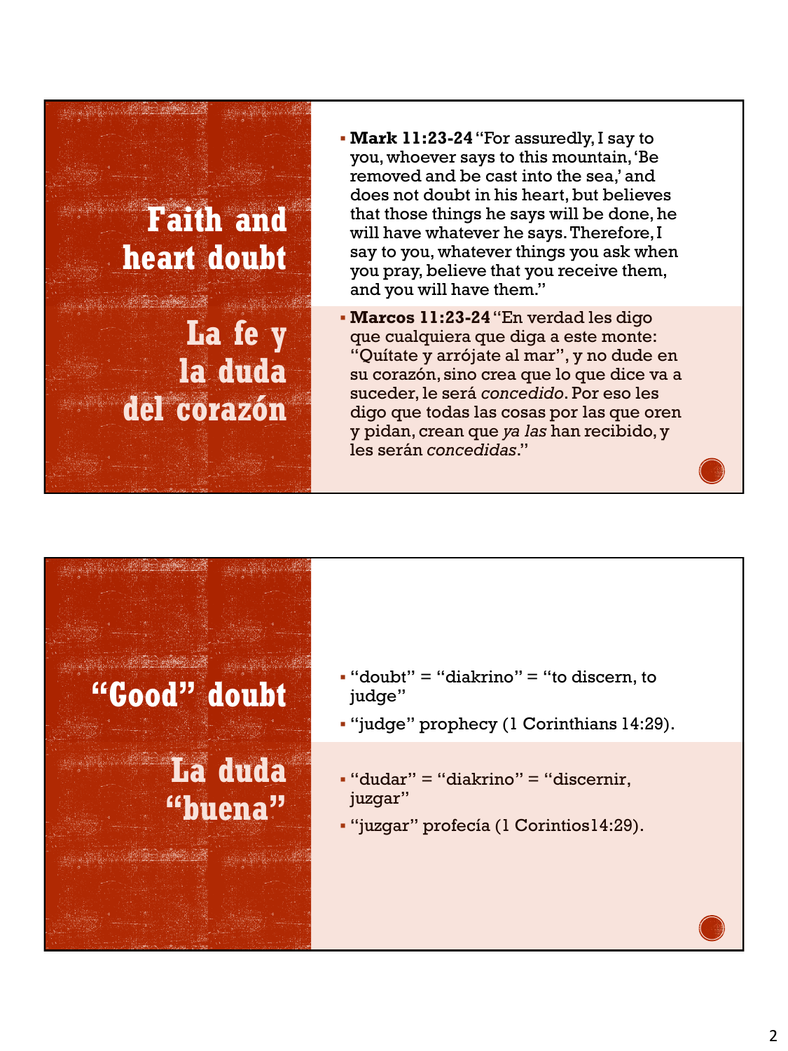## Faith and heart doubt

## La fe y la duda del corazón

- **Mark 11:23-24** "For assuredly, I say to you, whoever says to this mountain, 'Be removed and be cast into the sea,' and does not doubt in his heart, but believes that those things he says will be done, he will have whatever he says. Therefore, I say to you, whatever things you ask when you pray, believe that you receive them, and you will have them."

- **Marcos 11:23-24** "En verdad les digo que cualquiera que diga a este monte: "Quítate y arrójate al mar", y no dude en su corazón, sino crea que lo que dice va a suceder, le será *concedido*. Por eso les digo que todas las cosas por las que oren y pidan, crean que *ya las* han recibido, y les serán *concedidas*."

## "Good" doubt

## La duda "buena"

- "doubt" = "diakrino" = "to discern, to judge"
- "judge" prophecy (1 Corinthians 14:29).

- "dudar" = "diakrino" = "discernir, juzgar"
- "juzgar" profecía (1 Corintios14:29).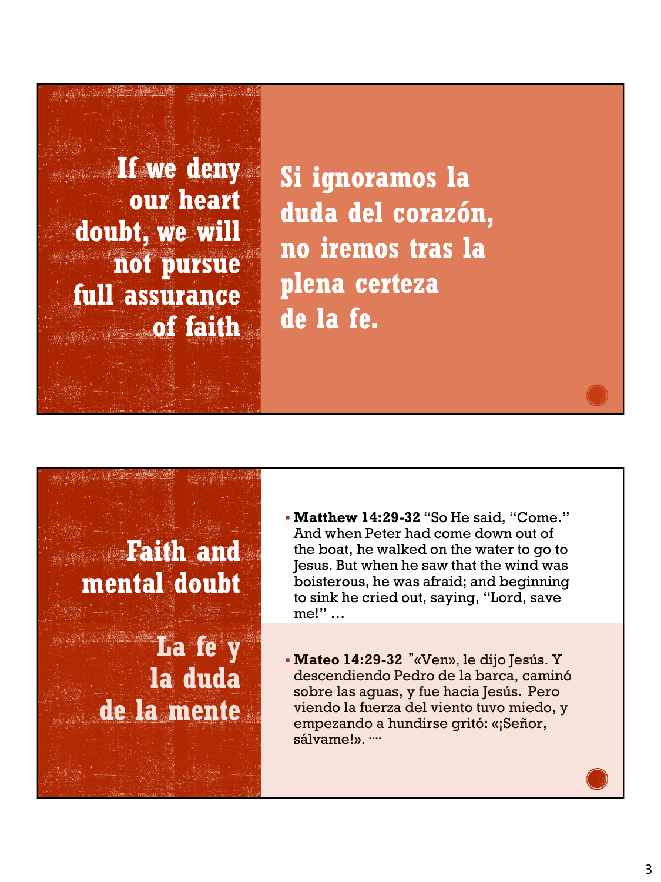## If we deny our heart doubt, we will not pursue full assurance of faith

## Si ignoramos la duda del corazón, no iremos tras la plena certeza de la fe.

## Faith and mental doubt

## La fe y la duda de la mente

- **Matthew 14:29-32** "So He said, "Come." And when Peter had come down out of the boat, he walked on the water to go to Jesus. But when he saw that the wind was boisterous, he was afraid; and beginning to sink he cried out, saying, "Lord, save me!" …

- **Mateo 14:29-32** "«Ven», le dijo Jesús. Y descendiendo Pedro de la barca, caminó sobre las aguas, y fue hacia Jesús. Pero viendo la fuerza del viento tuvo miedo, y empezando a hundirse gritó: «¡Señor, sálvame!». ….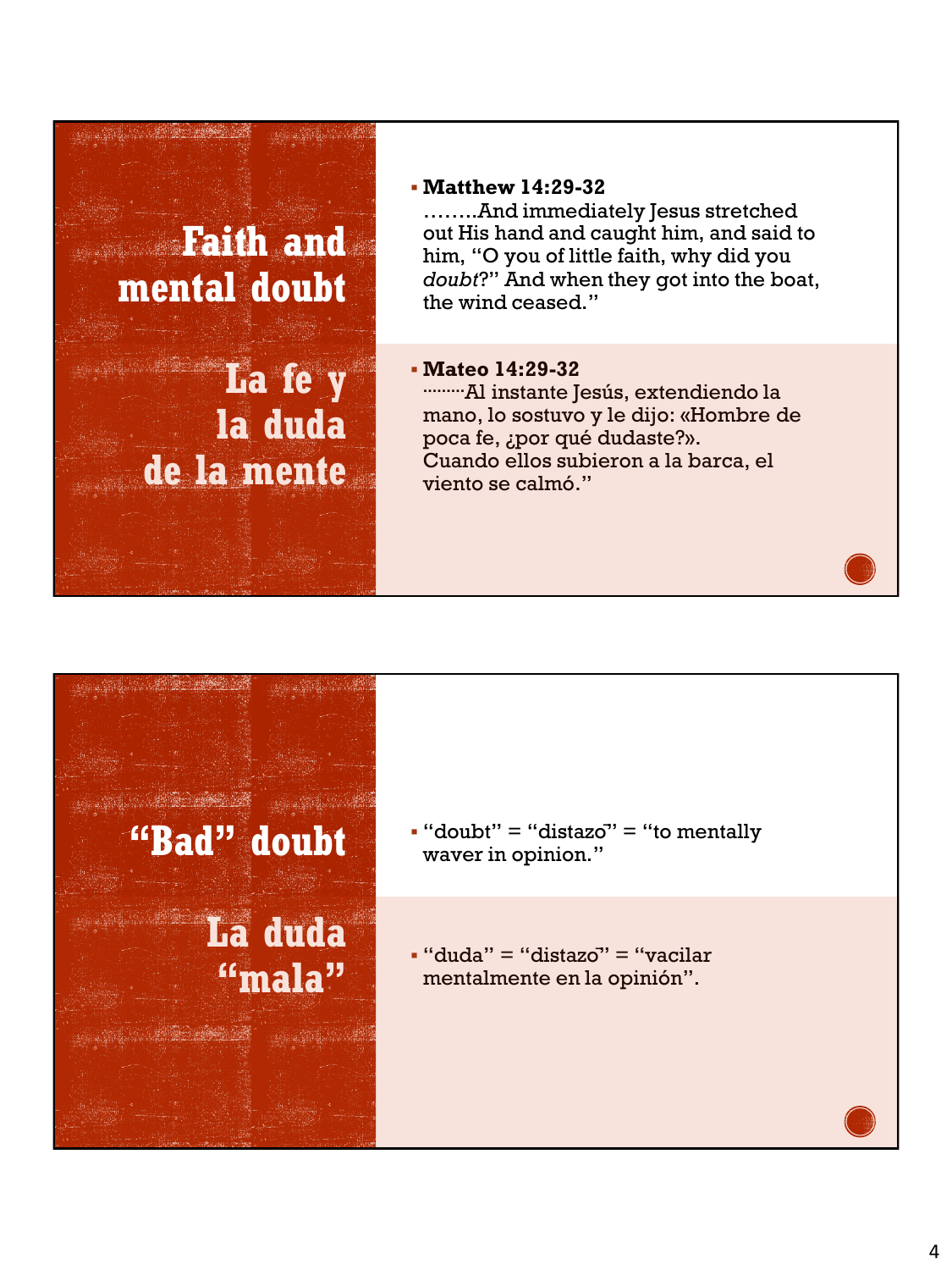## Faith and mental doubt

## La fe y la duda de la mente

- **Matthew 14:29-32**
  ……..And immediately Jesus stretched out His hand and caught him, and said to him, "O you of little faith, why did you *doubt*?" And when they got into the boat, the wind ceased."

- **Mateo 14:29-32**
  ………Al instante Jesús, extendiendo la mano, lo sostuvo y le dijo: «Hombre de poca fe, ¿por qué dudaste?».
  Cuando ellos subieron a la barca, el viento se calmó."

## "Bad" doubt

## La duda "mala"

- "doubt" = "distazō" = "to mentally waver in opinion."

- "duda" = "distazō" = "vacilar mentalmente en la opinión".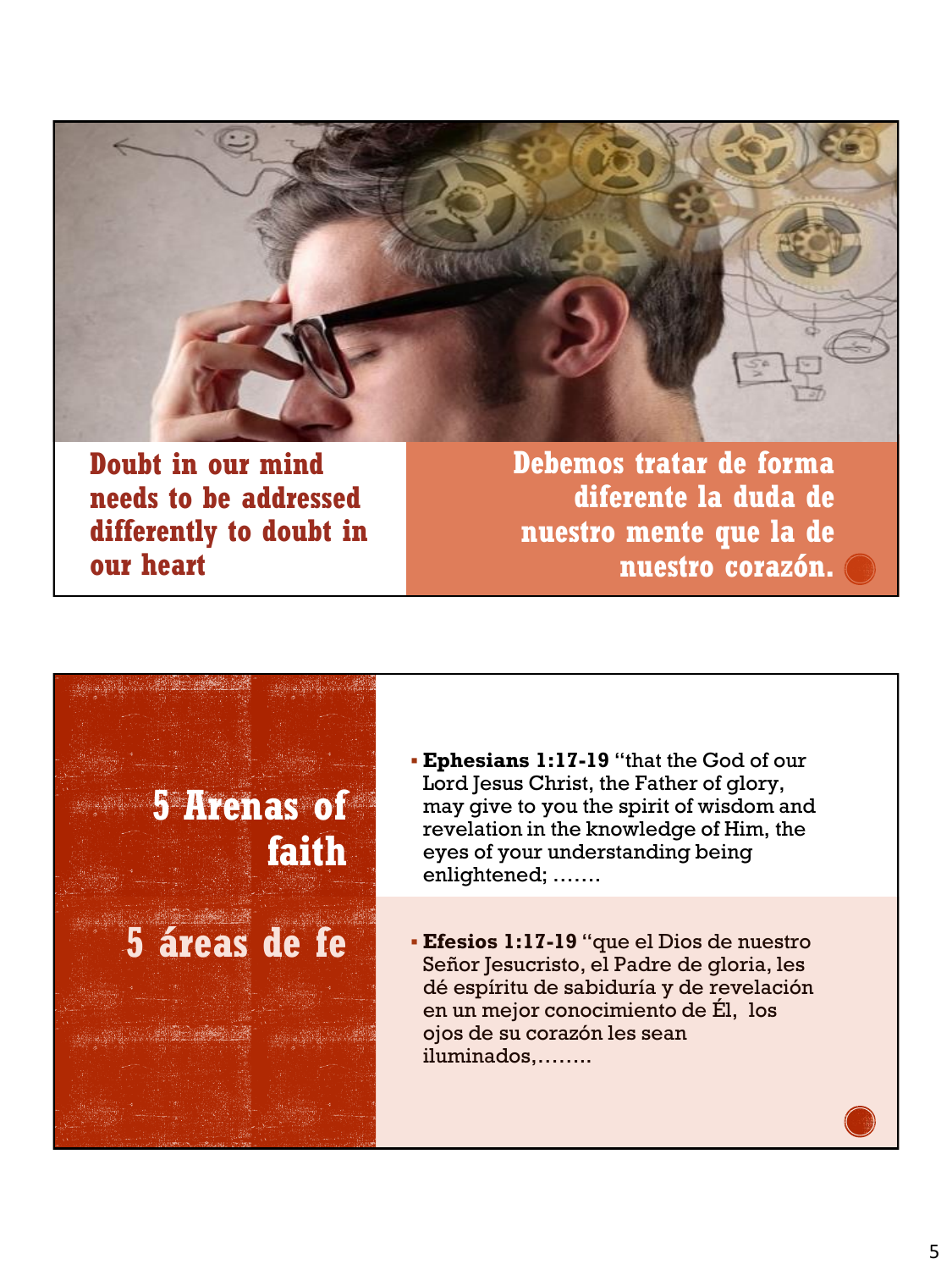**Doubt in our mind needs to be addressed differently to doubt in our heart**

**Debemos tratar de forma diferente la duda de nuestro mente que la de nuestro corazón.**

## 5 Arenas of faith

## 5 áreas de fe

- **Ephesians 1:17-19** "that the God of our Lord Jesus Christ, the Father of glory, may give to you the spirit of wisdom and revelation in the knowledge of Him, the eyes of your understanding being enlightened; …….

- **Efesios 1:17-19** "que el Dios de nuestro Señor Jesucristo, el Padre de gloria, les dé espíritu de sabiduría y de revelación en un mejor conocimiento de Él, los ojos de su corazón les sean iluminados,……..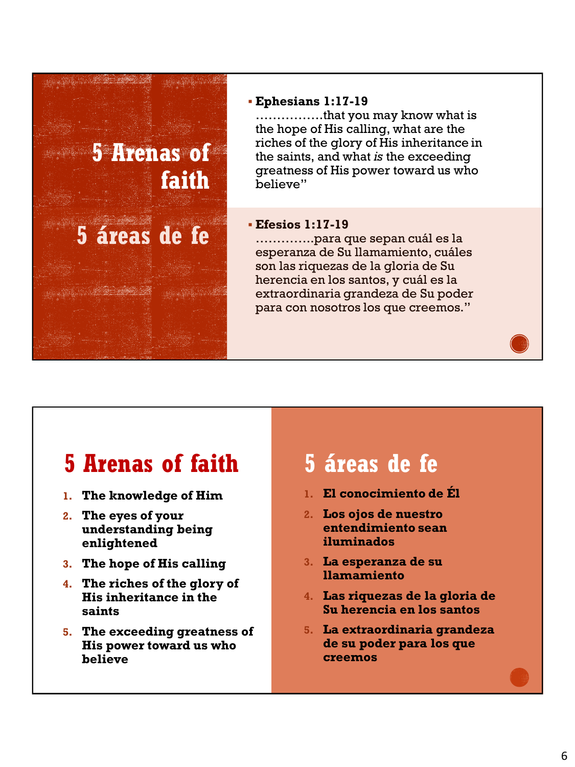## 5 Arenas of faith

## 5 áreas de fe

- **Ephesians 1:17-19**
  ……………that you may know what is the hope of His calling, what are the riches of the glory of His inheritance in the saints, and what *is* the exceeding greatness of His power toward us who believe"

- **Efesios 1:17-19**
  ………….para que sepan cuál es la esperanza de Su llamamiento, cuáles son las riquezas de la gloria de Su herencia en los santos, y cuál es la extraordinaria grandeza de Su poder para con nosotros los que creemos."

## 5 Arenas of faith

1. **The knowledge of Him**
2. **The eyes of your understanding being enlightened**
3. **The hope of His calling**
4. **The riches of the glory of His inheritance in the saints**
5. **The exceeding greatness of His power toward us who believe**

## 5 áreas de fe

1. **El conocimiento de Él**
2. **Los ojos de nuestro entendimiento sean iluminados**
3. **La esperanza de su llamamiento**
4. **Las riquezas de la gloria de Su herencia en los santos**
5. **La extraordinaria grandeza de su poder para los que creemos**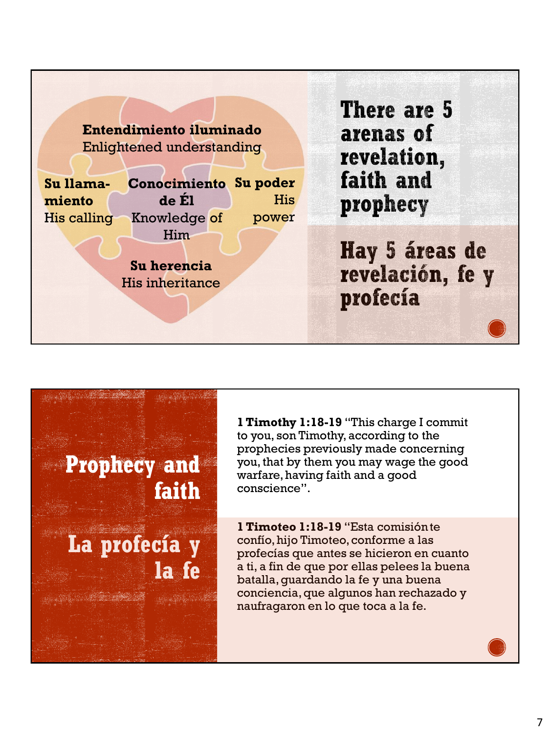**Entendimiento iluminado**
Enlightened understanding

**Su llamamiento**
His calling

**Conocimiento de Él**
Knowledge of Him

**Su poder**
His power

**Su herencia**
His inheritance

## There are 5 arenas of revelation, faith and prophecy

## Hay 5 áreas de revelación, fe y profecía

## Prophecy and faith

## La profecía y la fe

**1 Timothy 1:18-19** "This charge I commit to you, son Timothy, according to the prophecies previously made concerning you, that by them you may wage the good warfare, having faith and a good conscience".

**1 Timoteo 1:18-19** "Esta comisión te confío, hijo Timoteo, conforme a las profecías que antes se hicieron en cuanto a ti, a fin de que por ellas pelees la buena batalla, guardando la fe y una buena conciencia, que algunos han rechazado y naufragaron en lo que toca a la fe.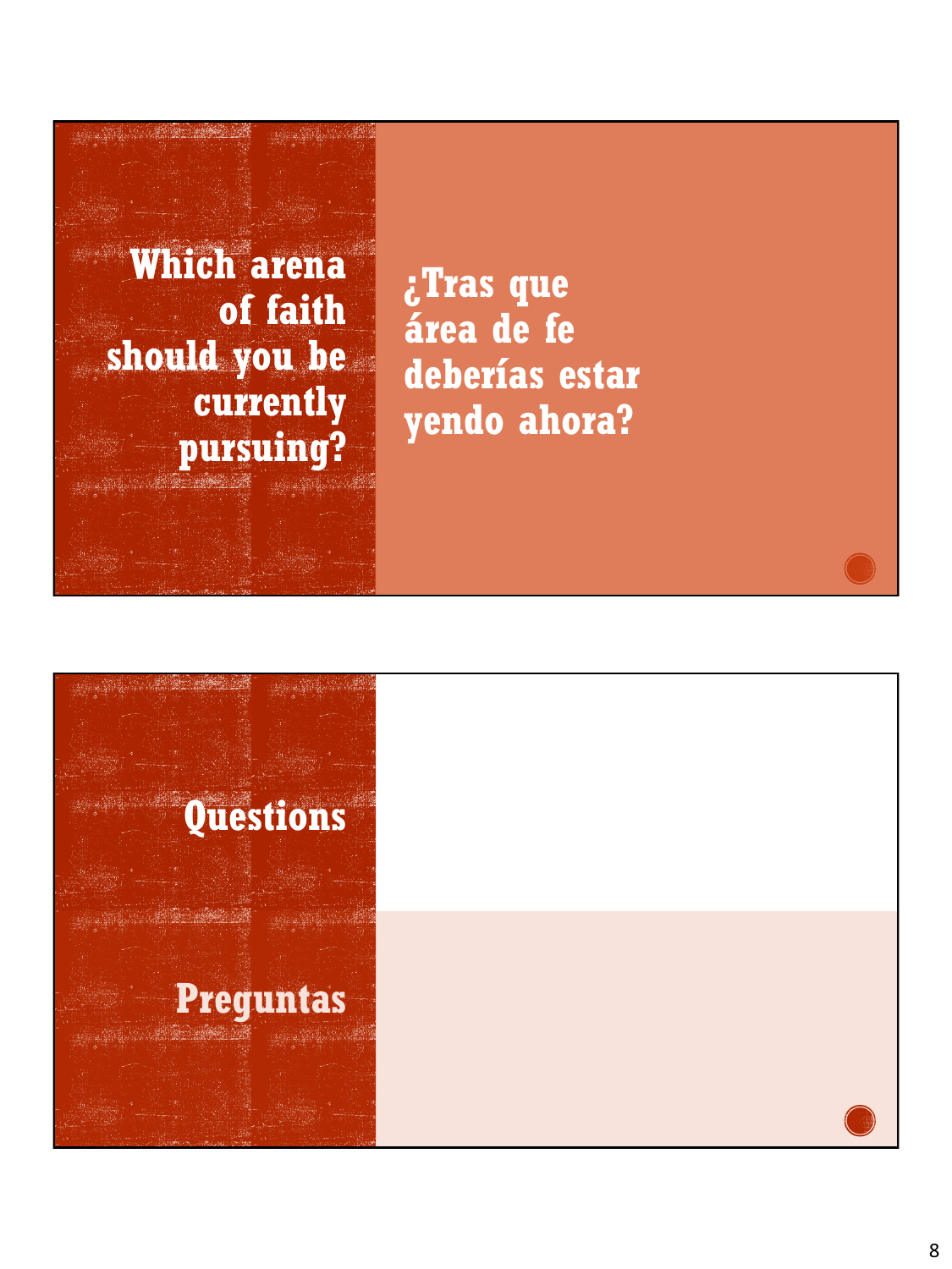## Which arena of faith should you be currently pursuing?

¿Tras que área de fe deberías estar yendo ahora?

## Questions

## Preguntas